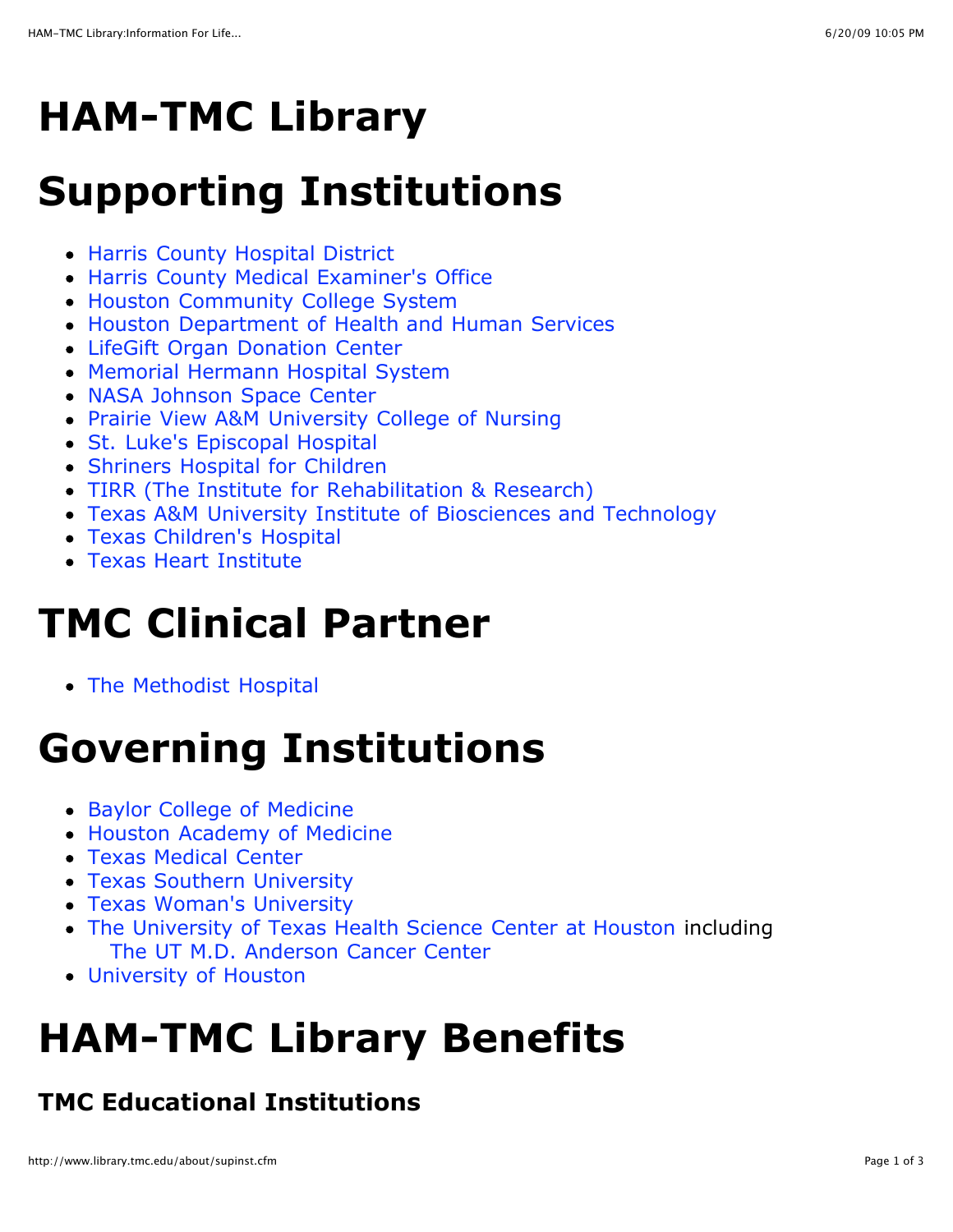# HAM-TMC Library

# Supporting Institutions

- Harris County Hospital District
- Harris County Medical Examiner's Office
- Houston Community College System
- Houston Department of Health and Human Services
- LifeGift Organ Donation Center
- Memorial Hermann Hospital System
- NASA Johnson Space Center
- Prairie View A&M University College of Nursing
- St. Luke's Episcopal Hospital
- Shriners Hospital for Children
- TIRR (The Institute for Rehabilitation & Research)
- Texas A&M University Institute of Biosciences and Technology
- Texas Children's Hospital
- Texas Heart Institute

# TMC Clinical Partner

- The Methodist Hospital

# Governing Institutions

- Baylor College of Medicine
- Houston Academy of Medicine
- Texas Medical Center
- Texas Southern University
- Texas Woman's University
- The University of Texas Health Science Center at Houston including The UT M.D. Anderson Cancer Center
- University of Houston

# HAM-TMC Library Benefits

### TMC Educational Institutions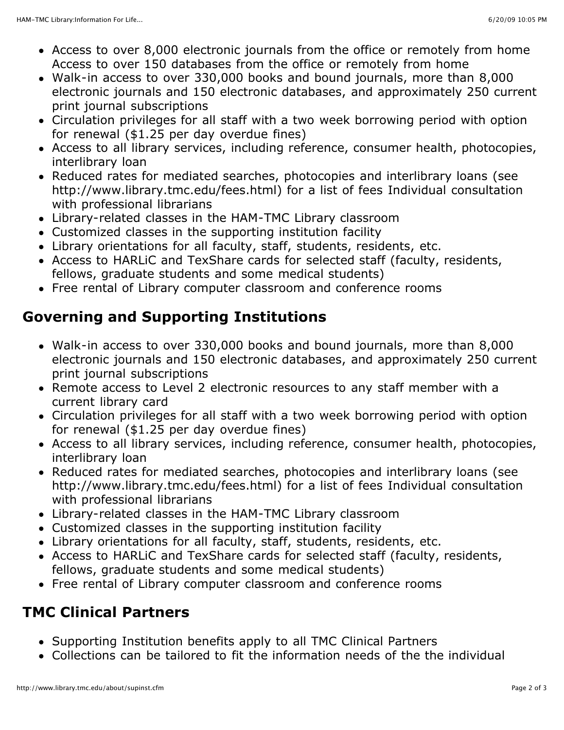- Access to over 8,000 electronic journals from the office or remotely from home Access to over 150 databases from the office or remotely from home
- Walk-in access to over 330,000 books and bound journals, more than 8,000 electronic journals and 150 electronic databases, and approximately 250 current print journal subscriptions
- Circulation privileges for all staff with a two week borrowing period with option for renewal ($1.25 per day overdue fines)
- Access to all library services, including reference, consumer health, photocopies, interlibrary loan
- Reduced rates for mediated searches, photocopies and interlibrary loans (see http://www.library.tmc.edu/fees.html) for a list of fees Individual consultation with professional librarians
- Library-related classes in the HAM-TMC Library classroom
- Customized classes in the supporting institution facility
- Library orientations for all faculty, staff, students, residents, etc.
- Access to HARLiC and TexShare cards for selected staff (faculty, residents, fellows, graduate students and some medical students)
- Free rental of Library computer classroom and conference rooms

## Governing and Supporting Institutions

- Walk-in access to over 330,000 books and bound journals, more than 8,000 electronic journals and 150 electronic databases, and approximately 250 current print journal subscriptions
- Remote access to Level 2 electronic resources to any staff member with a current library card
- Circulation privileges for all staff with a two week borrowing period with option for renewal ($1.25 per day overdue fines)
- Access to all library services, including reference, consumer health, photocopies, interlibrary loan
- Reduced rates for mediated searches, photocopies and interlibrary loans (see http://www.library.tmc.edu/fees.html) for a list of fees Individual consultation with professional librarians
- Library-related classes in the HAM-TMC Library classroom
- Customized classes in the supporting institution facility
- Library orientations for all faculty, staff, students, residents, etc.
- Access to HARLiC and TexShare cards for selected staff (faculty, residents, fellows, graduate students and some medical students)
- Free rental of Library computer classroom and conference rooms

## TMC Clinical Partners

- Supporting Institution benefits apply to all TMC Clinical Partners
- Collections can be tailored to fit the information needs of the the individual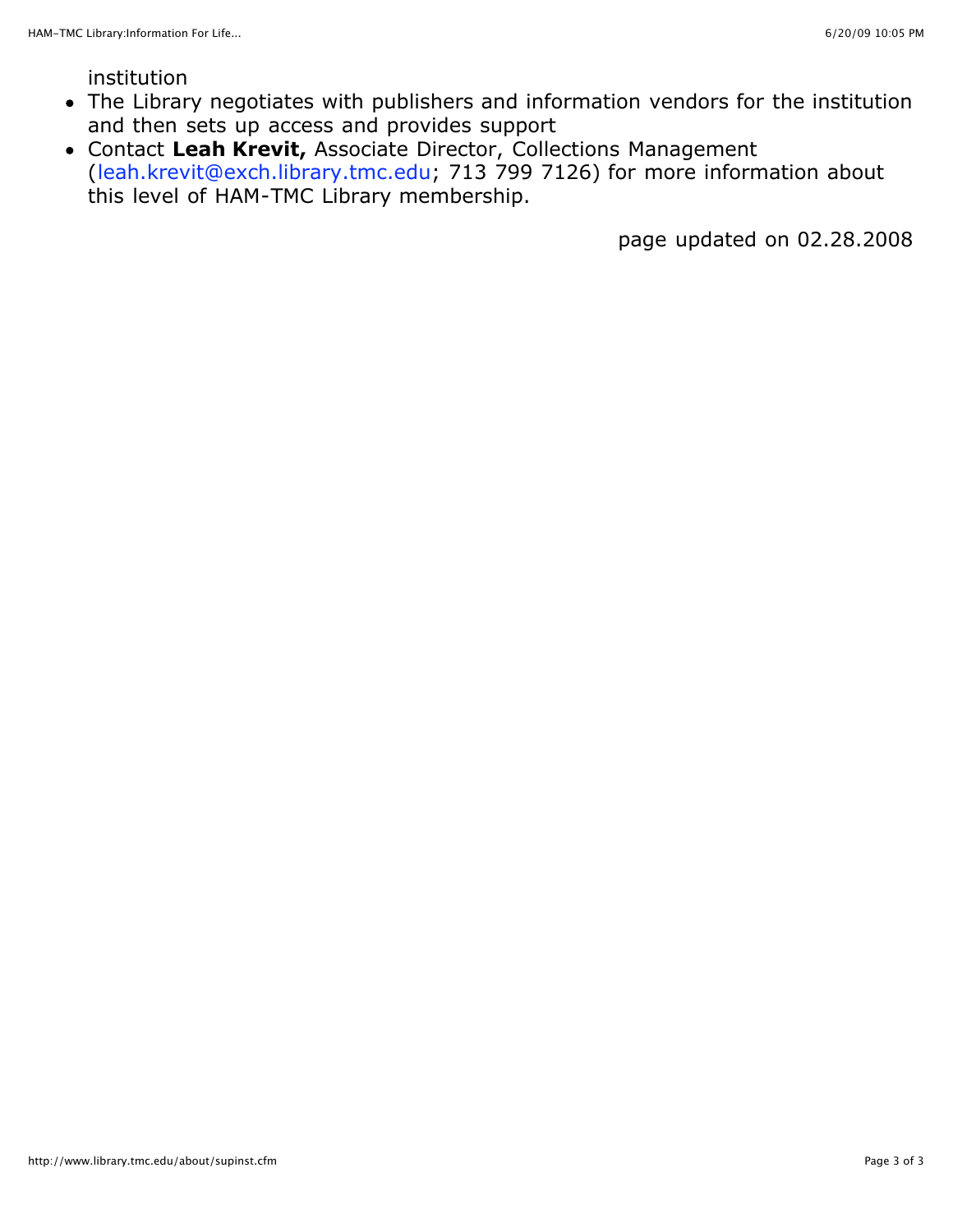institution

- The Library negotiates with publishers and information vendors for the institution and then sets up access and provides support
- Contact **Leah Krevit,** Associate Director, Collections Management (leah.krevit@exch.library.tmc.edu; 713 799 7126) for more information about this level of HAM-TMC Library membership.

page updated on 02.28.2008